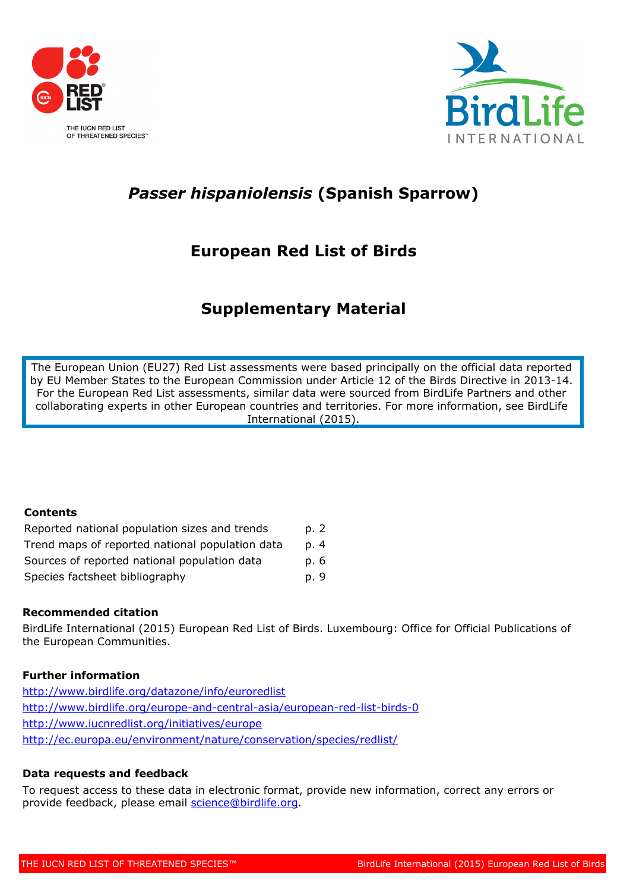# *Passer hispaniolensis* (Spanish Sparrow)

## European Red List of Birds

## Supplementary Material

The European Union (EU27) Red List assessments were based principally on the official data reported by EU Member States to the European Commission under Article 12 of the Birds Directive in 2013-14. For the European Red List assessments, similar data were sourced from BirdLife Partners and other collaborating experts in other European countries and territories. For more information, see BirdLife International (2015).

**Contents**

| | |
|---|---|
| Reported national population sizes and trends | p. 2 |
| Trend maps of reported national population data | p. 4 |
| Sources of reported national population data | p. 6 |
| Species factsheet bibliography | p. 9 |

**Recommended citation**

BirdLife International (2015) European Red List of Birds. Luxembourg: Office for Official Publications of the European Communities.

**Further information**

http://www.birdlife.org/datazone/info/euroredlist

http://www.birdlife.org/europe-and-central-asia/european-red-list-birds-0

http://www.iucnredlist.org/initiatives/europe

http://ec.europa.eu/environment/nature/conservation/species/redlist/

**Data requests and feedback**

To request access to these data in electronic format, provide new information, correct any errors or provide feedback, please email science@birdlife.org.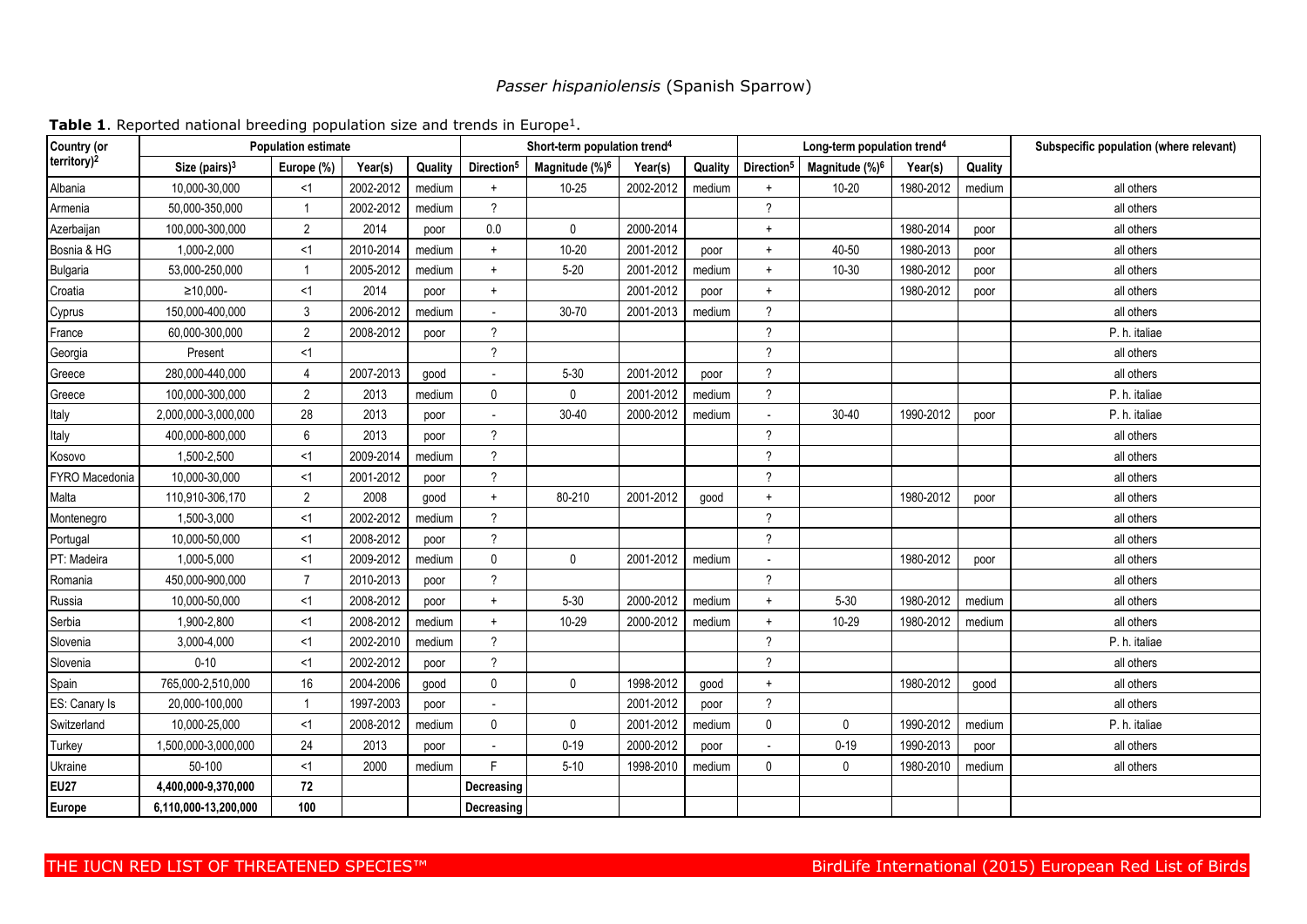## *Passer hispaniolensis* (Spanish Sparrow)

**Table 1**. Reported national breeding population size and trends in Europe[1].

| Country (or territory)[2] | Population estimate | | | | Short-term population trend[4] | | | | Long-term population trend[4] | | | | Subspecific population (where relevant) |
|---|---|---|---|---|---|---|---|---|---|---|---|---|---|
| | Size (pairs)[3] | Europe (%) | Year(s) | Quality | Direction[5] | Magnitude (%)[6] | Year(s) | Quality | Direction[5] | Magnitude (%)[6] | Year(s) | Quality | |
| Albania | 10,000-30,000 | <1 | 2002-2012 | medium | + | 10-25 | 2002-2012 | medium | + | 10-20 | 1980-2012 | medium | all others |
| Armenia | 50,000-350,000 | 1 | 2002-2012 | medium | ? | | | | ? | | | | all others |
| Azerbaijan | 100,000-300,000 | 2 | 2014 | poor | 0.0 | 0 | 2000-2014 | | + | | 1980-2014 | poor | all others |
| Bosnia & HG | 1,000-2,000 | <1 | 2010-2014 | medium | + | 10-20 | 2001-2012 | poor | + | 40-50 | 1980-2013 | poor | all others |
| Bulgaria | 53,000-250,000 | 1 | 2005-2012 | medium | + | 5-20 | 2001-2012 | medium | + | 10-30 | 1980-2012 | poor | all others |
| Croatia | ≥10,000- | <1 | 2014 | poor | + | | 2001-2012 | poor | + | | 1980-2012 | poor | all others |
| Cyprus | 150,000-400,000 | 3 | 2006-2012 | medium | - | 30-70 | 2001-2013 | medium | ? | | | | all others |
| France | 60,000-300,000 | 2 | 2008-2012 | poor | ? | | | | ? | | | | P. h. italiae |
| Georgia | Present | <1 | | | ? | | | | ? | | | | all others |
| Greece | 280,000-440,000 | 4 | 2007-2013 | good | - | 5-30 | 2001-2012 | poor | ? | | | | all others |
| Greece | 100,000-300,000 | 2 | 2013 | medium | 0 | 0 | 2001-2012 | medium | ? | | | | P. h. italiae |
| Italy | 2,000,000-3,000,000 | 28 | 2013 | poor | - | 30-40 | 2000-2012 | medium | - | 30-40 | 1990-2012 | poor | P. h. italiae |
| Italy | 400,000-800,000 | 6 | 2013 | poor | ? | | | | ? | | | | all others |
| Kosovo | 1,500-2,500 | <1 | 2009-2014 | medium | ? | | | | ? | | | | all others |
| FYRO Macedonia | 10,000-30,000 | <1 | 2001-2012 | poor | ? | | | | ? | | | | all others |
| Malta | 110,910-306,170 | 2 | 2008 | good | + | 80-210 | 2001-2012 | good | + | | 1980-2012 | poor | all others |
| Montenegro | 1,500-3,000 | <1 | 2002-2012 | medium | ? | | | | ? | | | | all others |
| Portugal | 10,000-50,000 | <1 | 2008-2012 | poor | ? | | | | ? | | | | all others |
| PT: Madeira | 1,000-5,000 | <1 | 2009-2012 | medium | 0 | 0 | 2001-2012 | medium | - | | 1980-2012 | poor | all others |
| Romania | 450,000-900,000 | 7 | 2010-2013 | poor | ? | | | | ? | | | | all others |
| Russia | 10,000-50,000 | <1 | 2008-2012 | poor | + | 5-30 | 2000-2012 | medium | + | 5-30 | 1980-2012 | medium | all others |
| Serbia | 1,900-2,800 | <1 | 2008-2012 | medium | + | 10-29 | 2000-2012 | medium | + | 10-29 | 1980-2012 | medium | all others |
| Slovenia | 3,000-4,000 | <1 | 2002-2010 | medium | ? | | | | ? | | | | P. h. italiae |
| Slovenia | 0-10 | <1 | 2002-2012 | poor | ? | | | | ? | | | | all others |
| Spain | 765,000-2,510,000 | 16 | 2004-2006 | good | 0 | 0 | 1998-2012 | good | + | | 1980-2012 | good | all others |
| ES: Canary Is | 20,000-100,000 | 1 | 1997-2003 | poor | - | | 2001-2012 | poor | ? | | | | all others |
| Switzerland | 10,000-25,000 | <1 | 2008-2012 | medium | 0 | 0 | 2001-2012 | medium | 0 | 0 | 1990-2012 | medium | P. h. italiae |
| Turkey | 1,500,000-3,000,000 | 24 | 2013 | poor | - | 0-19 | 2000-2012 | poor | - | 0-19 | 1990-2013 | poor | all others |
| Ukraine | 50-100 | <1 | 2000 | medium | F | 5-10 | 1998-2010 | medium | 0 | 0 | 1980-2010 | medium | all others |
| **EU27** | **4,400,000-9,370,000** | **72** | | | **Decreasing** | | | | | | | | |
| **Europe** | **6,110,000-13,200,000** | **100** | | | **Decreasing** | | | | | | | | |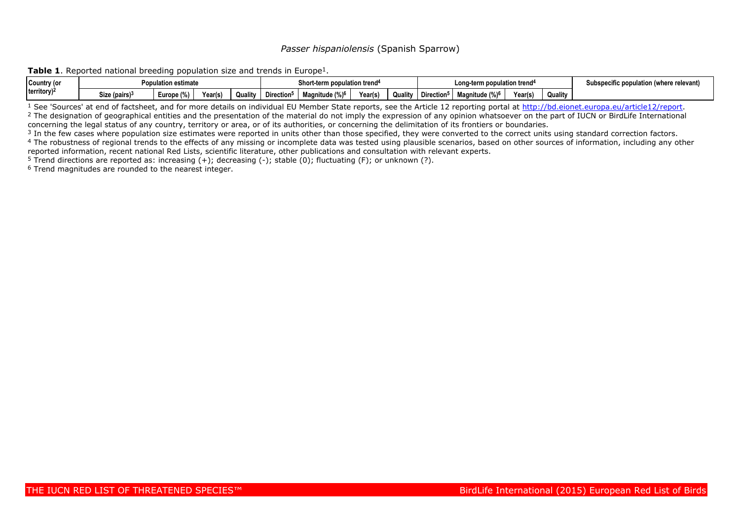*Passer hispaniolensis* (Spanish Sparrow)

**Table 1**. Reported national breeding population size and trends in Europe[1].

| Country (or territory)[2] | Population estimate | | | | Short-term population trend[4] | | | | Long-term population trend[4] | | | | Subspecific population (where relevant) |
|---|---|---|---|---|---|---|---|---|---|---|---|---|---|
| | Size (pairs)[3] | Europe (%) | Year(s) | Quality | Direction[5] | Magnitude (%)[6] | Year(s) | Quality | Direction[5] | Magnitude (%)[6] | Year(s) | Quality | |

[1] See 'Sources' at end of factsheet, and for more details on individual EU Member State reports, see the Article 12 reporting portal at http://bd.eionet.europa.eu/article12/report.

[2] The designation of geographical entities and the presentation of the material do not imply the expression of any opinion whatsoever on the part of IUCN or BirdLife International concerning the legal status of any country, territory or area, or of its authorities, or concerning the delimitation of its frontiers or boundaries.

[3] In the few cases where population size estimates were reported in units other than those specified, they were converted to the correct units using standard correction factors.

[4] The robustness of regional trends to the effects of any missing or incomplete data was tested using plausible scenarios, based on other sources of information, including any other reported information, recent national Red Lists, scientific literature, other publications and consultation with relevant experts.

[5] Trend directions are reported as: increasing (+); decreasing (-); stable (0); fluctuating (F); or unknown (?).

[6] Trend magnitudes are rounded to the nearest integer.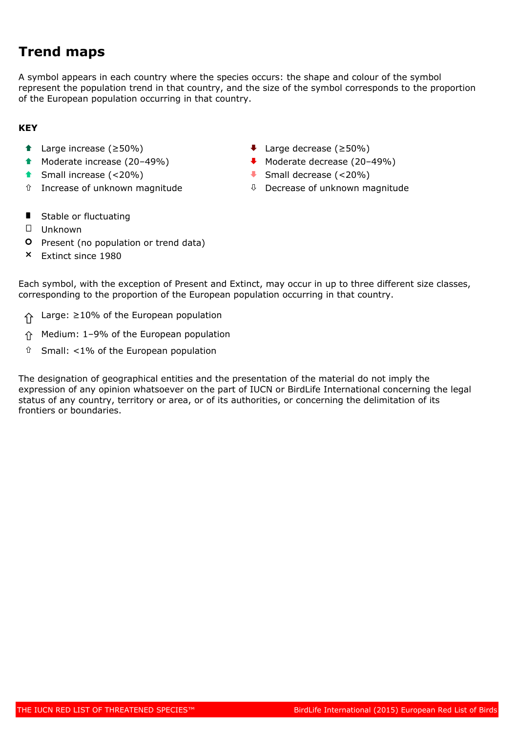# Trend maps

A symbol appears in each country where the species occurs: the shape and colour of the symbol represent the population trend in that country, and the size of the symbol corresponds to the proportion of the European population occurring in that country.

**KEY**

- ⬆ Large increase (≥50%)
- ⬆ Moderate increase (20–49%)
- ⬆ Small increase (<20%)
- ⇧ Increase of unknown magnitude
- ⬇ Large decrease (≥50%)
- ⬇ Moderate decrease (20–49%)
- ⬇ Small decrease (<20%)
- ⇩ Decrease of unknown magnitude

- ▮ Stable or fluctuating
- ▯ Unknown
- **O** Present (no population or trend data)
- × Extinct since 1980

Each symbol, with the exception of Present and Extinct, may occur in up to three different size classes, corresponding to the proportion of the European population occurring in that country.

- ⇧ Large: ≥10% of the European population
- ⇧ Medium: 1–9% of the European population
- ⇧ Small: <1% of the European population

The designation of geographical entities and the presentation of the material do not imply the expression of any opinion whatsoever on the part of IUCN or BirdLife International concerning the legal status of any country, territory or area, or of its authorities, or concerning the delimitation of its frontiers or boundaries.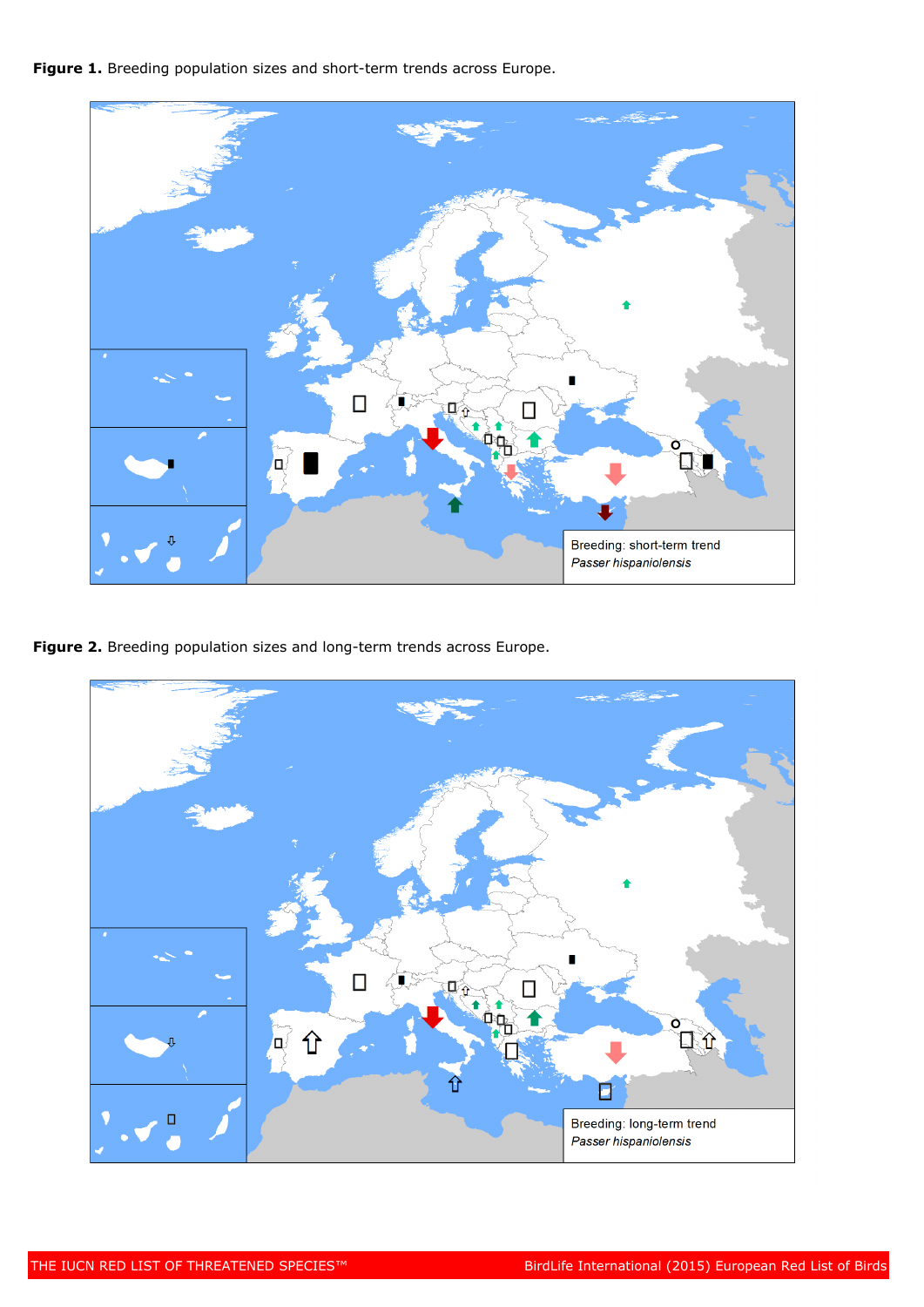**Figure 1.** Breeding population sizes and short-term trends across Europe.

Breeding: short-term trend
*Passer hispaniolensis*

**Figure 2.** Breeding population sizes and long-term trends across Europe.

Breeding: long-term trend
*Passer hispaniolensis*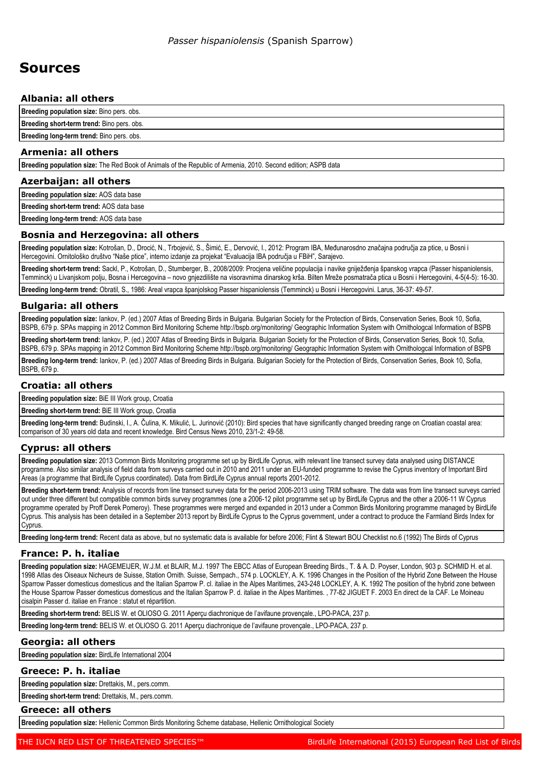*Passer hispaniolensis* (Spanish Sparrow)

# Sources

### Albania: all others

**Breeding population size:** Bino pers. obs.

**Breeding short-term trend:** Bino pers. obs.

**Breeding long-term trend:** Bino pers. obs.

### Armenia: all others

**Breeding population size:** The Red Book of Animals of the Republic of Armenia, 2010. Second edition; ASPB data

### Azerbaijan: all others

**Breeding population size:** AOS data base

**Breeding short-term trend:** AOS data base

**Breeding long-term trend:** AOS data base

### Bosnia and Herzegovina: all others

**Breeding population size:** Kotrošan, D., Drocić, N., Trbojević, S., Šimić, E., Dervović, I., 2012: Program IBA, Međunarosdno značajna područja za ptice, u Bosni i Hercegovini. Ornitološko društvo "Naše ptice", interno izdanje za projekat "Evaluacija IBA područja u FBiH", Sarajevo.

**Breeding short-term trend:** Sackl, P., Kotrošan, D., Stumberger, B., 2008/2009: Procjena veličine populacija i navike gniježđenja španskog vrapca (Passer hispaniolensis, Temminck) u Livanjskom polju, Bosna i Hercegovina – novo gnjezdilište na visoravnima dinarskog krša. Bilten Mreže posmatrača ptica u Bosni i Hercegovini, 4-5(4-5): 16-30.

**Breeding long-term trend:** Obratil, S., 1986: Areal vrapca španjolskog Passer hispaniolensis (Temminck) u Bosni i Hercegovini. Larus, 36-37: 49-57.

### Bulgaria: all others

**Breeding population size:** Iankov, P. (ed.) 2007 Atlas of Breeding Birds in Bulgaria. Bulgarian Society for the Protection of Birds, Conservation Series, Book 10, Sofia, BSPB, 679 p. SPAs mapping in 2012 Common Bird Monitoring Scheme http://bspb.org/monitoring/ Geographic Information System with Ornithologcal Information of BSPB

**Breeding short-term trend:** Iankov, P. (ed.) 2007 Atlas of Breeding Birds in Bulgaria. Bulgarian Society for the Protection of Birds, Conservation Series, Book 10, Sofia, BSPB, 679 p. SPAs mapping in 2012 Common Bird Monitoring Scheme http://bspb.org/monitoring/ Geographic Information System with Ornithologcal Information of BSPB

**Breeding long-term trend:** Iankov, P. (ed.) 2007 Atlas of Breeding Birds in Bulgaria. Bulgarian Society for the Protection of Birds, Conservation Series, Book 10, Sofia, BSPB, 679 p.

### Croatia: all others

**Breeding population size:** BiE III Work group, Croatia

**Breeding short-term trend:** BiE III Work group, Croatia

**Breeding long-term trend:** Budinski, I., A. Čulina, K. Mikulić, L. Jurinović (2010): Bird species that have significantly changed breeding range on Croatian coastal area: comparison of 30 years old data and recent knowledge. Bird Census News 2010, 23/1-2: 49-58.

### Cyprus: all others

**Breeding population size:** 2013 Common Birds Monitoring programme set up by BirdLife Cyprus, with relevant line transect survey data analysed using DISTANCE programme. Also similar analysis of field data from surveys carried out in 2010 and 2011 under an EU-funded programme to revise the Cyprus inventory of Important Bird Areas (a programme that BirdLife Cyprus coordinated). Data from BirdLife Cyprus annual reports 2001-2012.

**Breeding short-term trend:** Analysis of records from line transect survey data for the period 2006-2013 using TRIM software. The data was from line transect surveys carried out under three different but compatible common birds survey programmes (one a 2006-12 pilot programme set up by BirdLife Cyprus and the other a 2006-11 W Cyprus programme operated by Proff Derek Pomeroy). These programmes were merged and expanded in 2013 under a Common Birds Monitoring programme managed by BirdLife Cyprus. This analysis has been detailed in a September 2013 report by BirdLife Cyprus to the Cyprus government, under a contract to produce the Farmland Birds Index for Cyprus.

**Breeding long-term trend:** Recent data as above, but no systematic data is available for before 2006; Flint & Stewart BOU Checklist no.6 (1992) The Birds of Cyprus

### France: P. h. italiae

**Breeding population size:** HAGEMEIJER, W.J.M. et BLAIR, M.J. 1997 The EBCC Atlas of European Breeding Birds., T. & A. D. Poyser, London, 903 p. SCHMID H. et al. 1998 Atlas des Oiseaux Nicheurs de Suisse, Station Ornith. Suisse, Sempach., 574 p. LOCKLEY, A. K. 1996 Changes in the Position of the Hybrid Zone Between the House Sparrow Passer domesticus domesticus and the Italian Sparrow P. cl. italiae in the Alpes Maritimes, 243-248 LOCKLEY, A. K. 1992 The position of the hybrid zone between the House Sparrow Passer domesticus domesticus and the Italian Sparrow P. d. italiae in the Alpes Maritimes. , 77-82 JIGUET F. 2003 En direct de la CAF. Le Moineau cisalpin Passer d. italiae en France : statut et répartition.

**Breeding short-term trend:** BELIS W. et OLIOSO G. 2011 Aperçu diachronique de l'avifaune provençale., LPO-PACA, 237 p.

**Breeding long-term trend:** BELIS W. et OLIOSO G. 2011 Aperçu diachronique de l'avifaune provençale., LPO-PACA, 237 p.

### Georgia: all others

**Breeding population size:** BirdLife International 2004

### Greece: P. h. italiae

**Breeding population size:** Drettakis, M., pers.comm.

**Breeding short-term trend:** Drettakis, M., pers.comm.

### Greece: all others

**Breeding population size:** Hellenic Common Birds Monitoring Scheme database, Hellenic Ornithological Society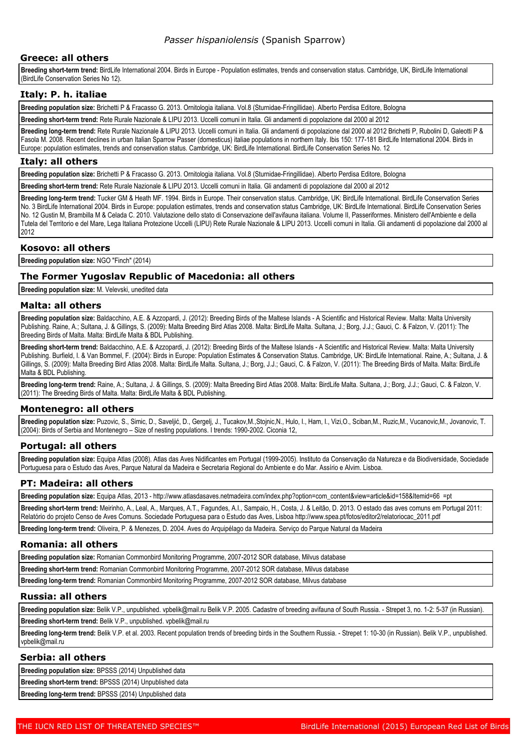*Passer hispaniolensis* (Spanish Sparrow)

## Greece: all others

**Breeding short-term trend:** BirdLife International 2004. Birds in Europe - Population estimates, trends and conservation status. Cambridge, UK, BirdLife International (BirdLife Conservation Series No 12).

## Italy: P. h. italiae

**Breeding population size:** Brichetti P & Fracasso G. 2013. Ornitologia italiana. Vol.8 (Sturnidae-Fringillidae). Alberto Perdisa Editore, Bologna

**Breeding short-term trend:** Rete Rurale Nazionale & LIPU 2013. Uccelli comuni in Italia. Gli andamenti di popolazione dal 2000 al 2012

**Breeding long-term trend:** Rete Rurale Nazionale & LIPU 2013. Uccelli comuni in Italia. Gli andamenti di popolazione dal 2000 al 2012 Brichetti P, Rubolini D, Galeotti P & Fasola M. 2008. Recent declines in urban Italian Sparrow Passer (domesticus) italiae populations in northern Italy. Ibis 150: 177-181 BirdLife International 2004. Birds in Europe: population estimates, trends and conservation status. Cambridge, UK: BirdLife International. BirdLife Conservation Series No. 12

## Italy: all others

**Breeding population size:** Brichetti P & Fracasso G. 2013. Ornitologia italiana. Vol.8 (Sturnidae-Fringillidae). Alberto Perdisa Editore, Bologna

**Breeding short-term trend:** Rete Rurale Nazionale & LIPU 2013. Uccelli comuni in Italia. Gli andamenti di popolazione dal 2000 al 2012

**Breeding long-term trend:** Tucker GM & Heath MF. 1994. Birds in Europe. Their conservation status. Cambridge, UK: BirdLife International. BirdLife Conservation Series No. 3 BirdLife International 2004. Birds in Europe: population estimates, trends and conservation status Cambridge, UK: BirdLife International. BirdLife Conservation Series No. 12 Gustin M, Brambilla M & Celada C. 2010. Valutazione dello stato di Conservazione dell'avifauna italiana. Volume II, Passeriformes. Ministero dell'Ambiente e della Tutela del Territorio e del Mare, Lega Italiana Protezione Uccelli (LIPU) Rete Rurale Nazionale & LIPU 2013. Uccelli comuni in Italia. Gli andamenti di popolazione dal 2000 al 2012

## Kosovo: all others

**Breeding population size:** NGO "Finch" (2014)

## The Former Yugoslav Republic of Macedonia: all others

**Breeding population size:** M. Velevski, unedited data

## Malta: all others

**Breeding population size:** Baldacchino, A.E. & Azzopardi, J. (2012): Breeding Birds of the Maltese Islands - A Scientific and Historical Review. Malta: Malta University Publishing. Raine, A.; Sultana, J. & Gillings, S. (2009): Malta Breeding Bird Atlas 2008. Malta: BirdLife Malta. Sultana, J.; Borg, J.J.; Gauci, C. & Falzon, V. (2011): The Breeding Birds of Malta. Malta: BirdLife Malta & BDL Publishing.

**Breeding short-term trend:** Baldacchino, A.E. & Azzopardi, J. (2012): Breeding Birds of the Maltese Islands - A Scientific and Historical Review. Malta: Malta University Publishing. Burfield, I. & Van Bommel, F. (2004): Birds in Europe: Population Estimates & Conservation Status. Cambridge, UK: BirdLife International. Raine, A.; Sultana, J. & Gillings, S. (2009): Malta Breeding Bird Atlas 2008. Malta: BirdLife Malta. Sultana, J.; Borg, J.J.; Gauci, C. & Falzon, V. (2011): The Breeding Birds of Malta. Malta: BirdLife Malta & BDL Publishing.

**Breeding long-term trend:** Raine, A.; Sultana, J. & Gillings, S. (2009): Malta Breeding Bird Atlas 2008. Malta: BirdLife Malta. Sultana, J.; Borg, J.J.; Gauci, C. & Falzon, V. (2011): The Breeding Birds of Malta. Malta: BirdLife Malta & BDL Publishing.

## Montenegro: all others

**Breeding population size:** Puzovic, S., Simic, D., Saveljić, D., Gergelj, J., Tucakov,M.,Stojnic,N., Hulo, I., Ham, I., Vizi,O., Sciban,M., Ruzic,M., Vucanovic,M., Jovanovic, T. (2004): Birds of Serbia and Montenegro – Size of nesting populations. I trends: 1990-2002. Ciconia 12,

## Portugal: all others

**Breeding population size:** Equipa Atlas (2008). Atlas das Aves Nidificantes em Portugal (1999-2005). Instituto da Conservação da Natureza e da Biodiversidade, Sociedade Portuguesa para o Estudo das Aves, Parque Natural da Madeira e Secretaria Regional do Ambiente e do Mar. Assírio e Alvim. Lisboa.

## PT: Madeira: all others

**Breeding population size:** Equipa Atlas, 2013 - http://www.atlasdasaves.netmadeira.com/index.php?option=com_content&view=article&id=158&Itemid=66 =pt

**Breeding short-term trend:** Meirinho, A., Leal, A., Marques, A.T., Fagundes, A.I., Sampaio, H., Costa, J. & Leitão, D. 2013. O estado das aves comuns em Portugal 2011: Relatório do projeto Censo de Aves Comuns. Sociedade Portuguesa para o Estudo das Aves, Lisboa http://www.spea.pt/fotos/editor2/relatoriocac_2011.pdf

**Breeding long-term trend:** Oliveira, P. & Menezes, D. 2004. Aves do Arquipélago da Madeira. Serviço do Parque Natural da Madeira

## Romania: all others

**Breeding population size:** Romanian Commonbird Monitoring Programme, 2007-2012 SOR database, Milvus database

**Breeding short-term trend:** Romanian Commonbird Monitoring Programme, 2007-2012 SOR database, Milvus database

**Breeding long-term trend:** Romanian Commonbird Monitoring Programme, 2007-2012 SOR database, Milvus database

## Russia: all others

**Breeding population size:** Belik V.P., unpublished. vpbelik@mail.ru Belik V.P. 2005. Cadastre of breeding avifauna of South Russia. - Strepet 3, no. 1-2: 5-37 (in Russian).

**Breeding short-term trend:** Belik V.P., unpublished. vpbelik@mail.ru

**Breeding long-term trend:** Belik V.P. et al. 2003. Recent population trends of breeding birds in the Southern Russia. - Strepet 1: 10-30 (in Russian). Belik V.P., unpublished. vpbelik@mail.ru

## Serbia: all others

**Breeding population size:** BPSSS (2014) Unpublished data

**Breeding short-term trend:** BPSSS (2014) Unpublished data

**Breeding long-term trend:** BPSSS (2014) Unpublished data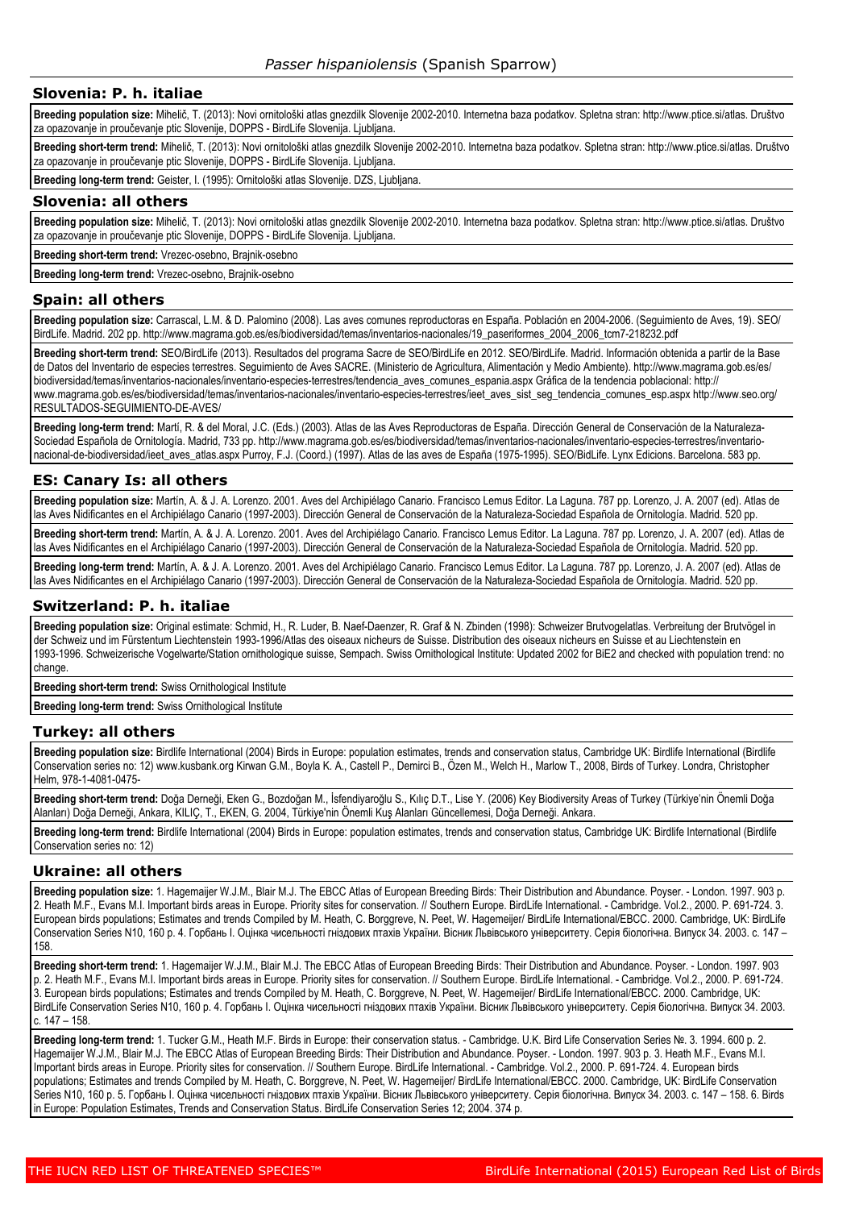## Slovenia: P. h. italiae

**Breeding population size:** Mihelič, T. (2013): Novi ornitološki atlas gnezdilk Slovenije 2002-2010. Internetna baza podatkov. Spletna stran: http://www.ptice.si/atlas. Društvo za opazovanje in proučevanje ptic Slovenije, DOPPS - BirdLife Slovenia. Ljubljana.

**Breeding short-term trend:** Mihelič, T. (2013): Novi ornitološki atlas gnezdilk Slovenije 2002-2010. Internetna baza podatkov. Spletna stran: http://www.ptice.si/atlas. Društvo za opazovanje in proučevanje ptic Slovenije, DOPPS - BirdLife Slovenia. Ljubljana.

**Breeding long-term trend:** Geister, I. (1995): Ornitološki atlas Slovenije. DZS, Ljubljana.

## Slovenia: all others

**Breeding population size:** Mihelič, T. (2013): Novi ornitološki atlas gnezdilk Slovenije 2002-2010. Internetna baza podatkov. Spletna stran: http://www.ptice.si/atlas. Društvo za opazovanje in proučevanje ptic Slovenije, DOPPS - BirdLife Slovenia. Ljubljana.

**Breeding short-term trend:** Vrezec-osebno, Brajnik-osebno

**Breeding long-term trend:** Vrezec-osebno, Brajnik-osebno

## Spain: all others

**Breeding population size:** Carrascal, L.M. & D. Palomino (2008). Las aves comunes reproductoras en España. Población en 2004-2006. (Seguimiento de Aves, 19). SEO/BirdLife. Madrid. 202 pp. http://www.magrama.gob.es/es/biodiversidad/temas/inventarios-nacionales/19_paseriformes_2004_2006_tcm7-218232.pdf

**Breeding short-term trend:** SEO/BirdLife (2013). Resultados del programa Sacre de SEO/BirdLife en 2012. SEO/BirdLife. Madrid. Información obtenida a partir de la Base de Datos del Inventario de especies terrestres. Seguimiento de Aves SACRE. (Ministerio de Agricultura, Alimentación y Medio Ambiente). http://www.magrama.gob.es/es/biodiversidad/temas/inventarios-nacionales/inventario-especies-terrestres/tendencia_aves_comunes_espania.aspx Gráfica de la tendencia poblacional: http://www.magrama.gob.es/es/biodiversidad/temas/inventarios-nacionales/inventario-especies-terrestres/ieet_aves_sist_seg_tendencia_comunes_esp.aspx http://www.seo.org/RESULTADOS-SEGUIMIENTO-DE-AVES/

**Breeding long-term trend:** Martí, R. & del Moral, J.C. (Eds.) (2003). Atlas de las Aves Reproductoras de España. Dirección General de Conservación de la Naturaleza-Sociedad Española de Ornitología. Madrid, 733 pp. http://www.magrama.gob.es/es/biodiversidad/temas/inventarios-nacionales/inventario-especies-terrestres/inventario-nacional-de-biodiversidad/ieet_aves_atlas.aspx Purroy, F.J. (Coord.) (1997). Atlas de las aves de España (1975-1995). SEO/BidLife. Lynx Edicions. Barcelona. 583 pp.

## ES: Canary Is: all others

**Breeding population size:** Martín, A. & J. A. Lorenzo. 2001. Aves del Archipiélago Canario. Francisco Lemus Editor. La Laguna. 787 pp. Lorenzo, J. A. 2007 (ed). Atlas de las Aves Nidificantes en el Archipiélago Canario (1997-2003). Dirección General de Conservación de la Naturaleza-Sociedad Española de Ornitología. Madrid. 520 pp.

**Breeding short-term trend:** Martín, A. & J. A. Lorenzo. 2001. Aves del Archipiélago Canario. Francisco Lemus Editor. La Laguna. 787 pp. Lorenzo, J. A. 2007 (ed). Atlas de las Aves Nidificantes en el Archipiélago Canario (1997-2003). Dirección General de Conservación de la Naturaleza-Sociedad Española de Ornitología. Madrid. 520 pp.

**Breeding long-term trend:** Martín, A. & J. A. Lorenzo. 2001. Aves del Archipiélago Canario. Francisco Lemus Editor. La Laguna. 787 pp. Lorenzo, J. A. 2007 (ed). Atlas de las Aves Nidificantes en el Archipiélago Canario (1997-2003). Dirección General de Conservación de la Naturaleza-Sociedad Española de Ornitología. Madrid. 520 pp.

## Switzerland: P. h. italiae

**Breeding population size:** Original estimate: Schmid, H., R. Luder, B. Naef-Daenzer, R. Graf & N. Zbinden (1998): Schweizer Brutvogelatlas. Verbreitung der Brutvögel in der Schweiz und im Fürstentum Liechtenstein 1993-1996/Atlas des oiseaux nicheurs de Suisse. Distribution des oiseaux nicheurs en Suisse et au Liechtenstein en 1993-1996. Schweizerische Vogelwarte/Station ornithologique suisse, Sempach. Swiss Ornithological Institute: Updated 2002 for BiE2 and checked with population trend: no change.

**Breeding short-term trend:** Swiss Ornithological Institute

**Breeding long-term trend:** Swiss Ornithological Institute

## Turkey: all others

**Breeding population size:** Birdlife International (2004) Birds in Europe: population estimates, trends and conservation status, Cambridge UK: Birdlife International (Birdlife Conservation series no: 12) www.kusbank.org Kirwan G.M., Boyla K. A., Castell P., Demirci B., Özen M., Welch H., Marlow T., 2008, Birds of Turkey. Londra, Christopher Helm, 978-1-4081-0475-

**Breeding short-term trend:** Doğa Derneği, Eken G., Bozdoğan M., İsfendiyaroğlu S., Kılıç D.T., Lise Y. (2006) Key Biodiversity Areas of Turkey (Türkiye'nin Önemli Doğa Alanları) Doğa Derneği, Ankara, KILIÇ, T., EKEN, G. 2004, Türkiye'nin Önemli Kuş Alanları Güncellemesi, Doğa Derneği. Ankara.

**Breeding long-term trend:** Birdlife International (2004) Birds in Europe: population estimates, trends and conservation status, Cambridge UK: Birdlife International (Birdlife Conservation series no: 12)

## Ukraine: all others

**Breeding population size:** 1. Hagemaijer W.J.M., Blair M.J. The EBCC Atlas of European Breeding Birds: Their Distribution and Abundance. Poyser. - London. 1997. 903 p. 2. Heath M.F., Evans M.I. Important birds areas in Europe. Priority sites for conservation. // Southern Europe. BirdLife International. - Cambridge. Vol.2., 2000. P. 691-724. 3. European birds populations; Estimates and trends Compiled by M. Heath, C. Borggreve, N. Peet, W. Hagemeijer/ BirdLife International/EBCC. 2000. Cambridge, UK: BirdLife Conservation Series N10, 160 p. 4. Горбань І. Оцінка чисельності гніздових птахів України. Вісник Львівського університету. Серія біологічна. Випуск 34. 2003. с. 147 – 158.

**Breeding short-term trend:** 1. Hagemaijer W.J.M., Blair M.J. The EBCC Atlas of European Breeding Birds: Their Distribution and Abundance. Poyser. - London. 1997. 903 p. 2. Heath M.F., Evans M.I. Important birds areas in Europe. Priority sites for conservation. // Southern Europe. BirdLife International. - Cambridge. Vol.2., 2000. P. 691-724. 3. European birds populations; Estimates and trends Compiled by M. Heath, C. Borggreve, N. Peet, W. Hagemeijer/ BirdLife International/EBCC. 2000. Cambridge, UK: BirdLife Conservation Series N10, 160 p. 4. Горбань І. Оцінка чисельності гніздових птахів України. Вісник Львівського університету. Серія біологічна. Випуск 34. 2003. с. 147 – 158.

**Breeding long-term trend:** 1. Tucker G.M., Heath M.F. Birds in Europe: their conservation status. - Cambridge. U.K. Bird Life Conservation Series №. 3. 1994. 600 p. 2. Hagemaijer W.J.M., Blair M.J. The EBCC Atlas of European Breeding Birds: Their Distribution and Abundance. Poyser. - London. 1997. 903 p. 3. Heath M.F., Evans M.I. Important birds areas in Europe. Priority sites for conservation. // Southern Europe. BirdLife International. - Cambridge. Vol.2., 2000. P. 691-724. 4. European birds populations; Estimates and trends Compiled by M. Heath, C. Borggreve, N. Peet, W. Hagemeijer/ BirdLife International/EBCC. 2000. Cambridge, UK: BirdLife Conservation Series N10, 160 p. 5. Горбань І. Оцінка чисельності гніздових птахів України. Вісник Львівського університету. Серія біологічна. Випуск 34. 2003. с. 147 – 158. 6. Birds in Europe: Population Estimates, Trends and Conservation Status. BirdLife Conservation Series 12; 2004. 374 p.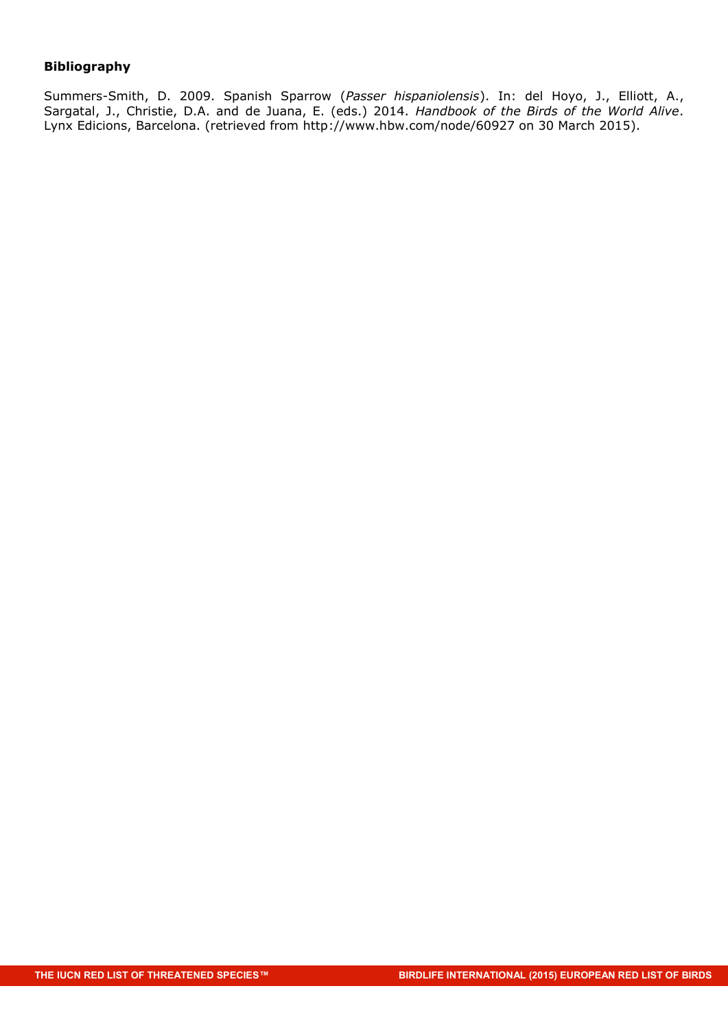**Bibliography**

Summers-Smith, D. 2009. Spanish Sparrow (*Passer hispaniolensis*). In: del Hoyo, J., Elliott, A., Sargatal, J., Christie, D.A. and de Juana, E. (eds.) 2014. *Handbook of the Birds of the World Alive*. Lynx Edicions, Barcelona. (retrieved from http://www.hbw.com/node/60927 on 30 March 2015).